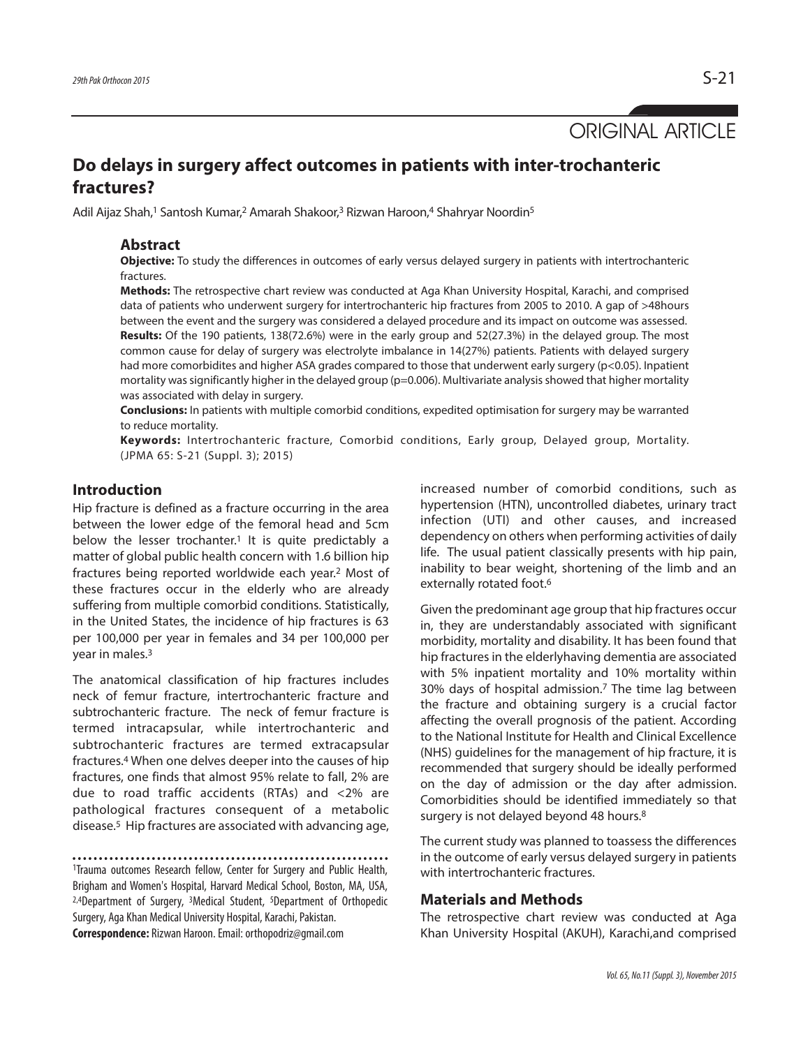ORIGINAL ARTICLE

# Do delays in surgery affect outcomes in patients with inter-trochanteric fractures?

Adil Aijaz Shah,[1] Santosh Kumar,[2] Amarah Shakoor,[3] Rizwan Haroon,[4] Shahryar Noordin[5]

## Abstract

**Objective:** To study the differences in outcomes of early versus delayed surgery in patients with intertrochanteric fractures.

**Methods:** The retrospective chart review was conducted at Aga Khan University Hospital, Karachi, and comprised data of patients who underwent surgery for intertrochanteric hip fractures from 2005 to 2010. A gap of >48hours between the event and the surgery was considered a delayed procedure and its impact on outcome was assessed.

**Results:** Of the 190 patients, 138(72.6%) were in the early group and 52(27.3%) in the delayed group. The most common cause for delay of surgery was electrolyte imbalance in 14(27%) patients. Patients with delayed surgery had more comorbidites and higher ASA grades compared to those that underwent early surgery ($p<0.05$). Inpatient mortality was significantly higher in the delayed group ($p=0.006$). Multivariate analysis showed that higher mortality was associated with delay in surgery.

**Conclusions:** In patients with multiple comorbid conditions, expedited optimisation for surgery may be warranted to reduce mortality.

**Keywords:** Intertrochanteric fracture, Comorbid conditions, Early group, Delayed group, Mortality. (JPMA 65: S-21 (Suppl. 3); 2015)

## Introduction

Hip fracture is defined as a fracture occurring in the area between the lower edge of the femoral head and 5cm below the lesser trochanter.[1] It is quite predictably a matter of global public health concern with 1.6 billion hip fractures being reported worldwide each year.[2] Most of these fractures occur in the elderly who are already suffering from multiple comorbid conditions. Statistically, in the United States, the incidence of hip fractures is 63 per 100,000 per year in females and 34 per 100,000 per year in males.[3]

The anatomical classification of hip fractures includes neck of femur fracture, intertrochanteric fracture and subtrochanteric fracture. The neck of femur fracture is termed intracapsular, while intertrochanteric and subtrochanteric fractures are termed extracapsular fractures.[4] When one delves deeper into the causes of hip fractures, one finds that almost 95% relate to fall, 2% are due to road traffic accidents (RTAs) and <2% are pathological fractures consequent of a metabolic disease.[5] Hip fractures are associated with advancing age, increased number of comorbid conditions, such as hypertension (HTN), uncontrolled diabetes, urinary tract infection (UTI) and other causes, and increased dependency on others when performing activities of daily life. The usual patient classically presents with hip pain, inability to bear weight, shortening of the limb and an externally rotated foot.[6]

Given the predominant age group that hip fractures occur in, they are understandably associated with significant morbidity, mortality and disability. It has been found that hip fractures in the elderlyhaving dementia are associated with 5% inpatient mortality and 10% mortality within 30% days of hospital admission.[7] The time lag between the fracture and obtaining surgery is a crucial factor affecting the overall prognosis of the patient. According to the National Institute for Health and Clinical Excellence (NHS) guidelines for the management of hip fracture, it is recommended that surgery should be ideally performed on the day of admission or the day after admission. Comorbidities should be identified immediately so that surgery is not delayed beyond 48 hours.[8]

The current study was planned to toassess the differences in the outcome of early versus delayed surgery in patients with intertrochanteric fractures.

## Materials and Methods

The retrospective chart review was conducted at Aga Khan University Hospital (AKUH), Karachi,and comprised

---

[1]Trauma outcomes Research fellow, Center for Surgery and Public Health, Brigham and Women's Hospital, Harvard Medical School, Boston, MA, USA, [2,4]Department of Surgery, [3]Medical Student, [5]Department of Orthopedic Surgery, Aga Khan Medical University Hospital, Karachi, Pakistan.

**Correspondence:** Rizwan Haroon. Email: orthopodriz@gmail.com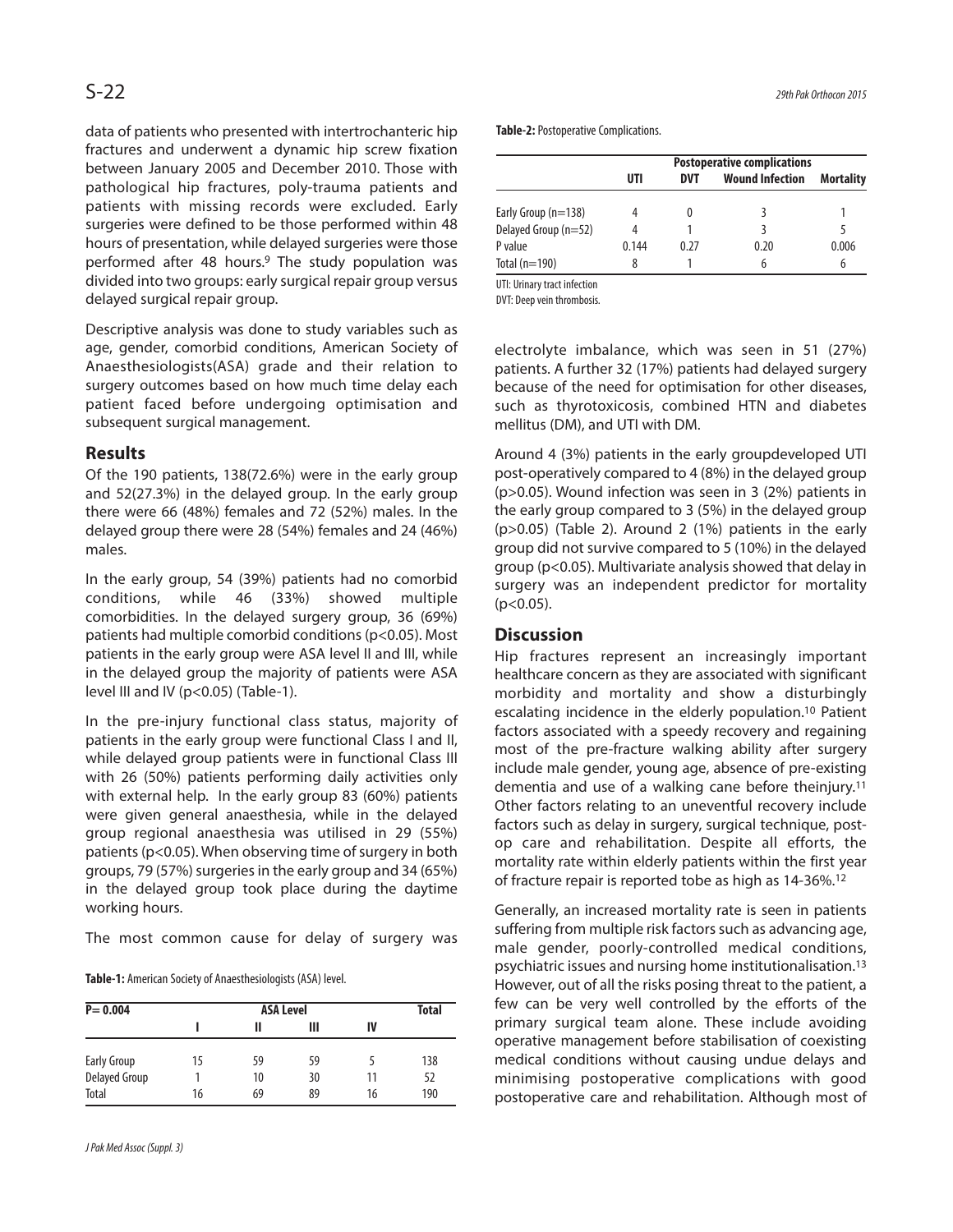data of patients who presented with intertrochanteric hip fractures and underwent a dynamic hip screw fixation between January 2005 and December 2010. Those with pathological hip fractures, poly-trauma patients and patients with missing records were excluded. Early surgeries were defined to be those performed within 48 hours of presentation, while delayed surgeries were those performed after 48 hours.[9] The study population was divided into two groups: early surgical repair group versus delayed surgical repair group.

Descriptive analysis was done to study variables such as age, gender, comorbid conditions, American Society of Anaesthesiologists(ASA) grade and their relation to surgery outcomes based on how much time delay each patient faced before undergoing optimisation and subsequent surgical management.

## Results

Of the 190 patients, 138(72.6%) were in the early group and 52(27.3%) in the delayed group. In the early group there were 66 (48%) females and 72 (52%) males. In the delayed group there were 28 (54%) females and 24 (46%) males.

In the early group, 54 (39%) patients had no comorbid conditions, while 46 (33%) showed multiple comorbidities. In the delayed surgery group, 36 (69%) patients had multiple comorbid conditions ($p<0.05$). Most patients in the early group were ASA level II and III, while in the delayed group the majority of patients were ASA level III and IV ($p<0.05$) (Table-1).

In the pre-injury functional class status, majority of patients in the early group were functional Class I and II, while delayed group patients were in functional Class III with 26 (50%) patients performing daily activities only with external help. In the early group 83 (60%) patients were given general anaesthesia, while in the delayed group regional anaesthesia was utilised in 29 (55%) patients ($p<0.05$). When observing time of surgery in both groups, 79 (57%) surgeries in the early group and 34 (65%) in the delayed group took place during the daytime working hours.

The most common cause for delay of surgery was electrolyte imbalance, which was seen in 51 (27%) patients. A further 32 (17%) patients had delayed surgery because of the need for optimisation for other diseases, such as thyrotoxicosis, combined HTN and diabetes mellitus (DM), and UTI with DM.

**Table-1:** American Society of Anaesthesiologists (ASA) level.

| P= 0.004 | ASA Level | | | | Total |
|---|---|---|---|---|---|
| | I | II | III | IV | |
| Early Group | 15 | 59 | 59 | 5 | 138 |
| Delayed Group | 1 | 10 | 30 | 11 | 52 |
| Total | 16 | 69 | 89 | 16 | 190 |

**Table-2:** Postoperative Complications.

| | Postoperative complications | | | |
|---|---|---|---|---|
| | UTI | DVT | Wound Infection | Mortality |
| Early Group (n=138) | 4 | 0 | 3 | 1 |
| Delayed Group (n=52) | 4 | 1 | 3 | 5 |
| P value | 0.144 | 0.27 | 0.20 | 0.006 |
| Total (n=190) | 8 | 1 | 6 | 6 |

UTI: Urinary tract infection
DVT: Deep vein thrombosis.

Around 4 (3%) patients in the early groupdeveloped UTI post-operatively compared to 4 (8%) in the delayed group ($p>0.05$). Wound infection was seen in 3 (2%) patients in the early group compared to 3 (5%) in the delayed group ($p>0.05$) (Table 2). Around 2 (1%) patients in the early group did not survive compared to 5 (10%) in the delayed group ($p<0.05$). Multivariate analysis showed that delay in surgery was an independent predictor for mortality ($p<0.05$).

## Discussion

Hip fractures represent an increasingly important healthcare concern as they are associated with significant morbidity and mortality and show a disturbingly escalating incidence in the elderly population.[10] Patient factors associated with a speedy recovery and regaining most of the pre-fracture walking ability after surgery include male gender, young age, absence of pre-existing dementia and use of a walking cane before theinjury.[11] Other factors relating to an uneventful recovery include factors such as delay in surgery, surgical technique, post-op care and rehabilitation. Despite all efforts, the mortality rate within elderly patients within the first year of fracture repair is reported tobe as high as 14-36%.[12]

Generally, an increased mortality rate is seen in patients suffering from multiple risk factors such as advancing age, male gender, poorly-controlled medical conditions, psychiatric issues and nursing home institutionalisation.[13] However, out of all the risks posing threat to the patient, a few can be very well controlled by the efforts of the primary surgical team alone. These include avoiding operative management before stabilisation of coexisting medical conditions without causing undue delays and minimising postoperative complications with good postoperative care and rehabilitation. Although most of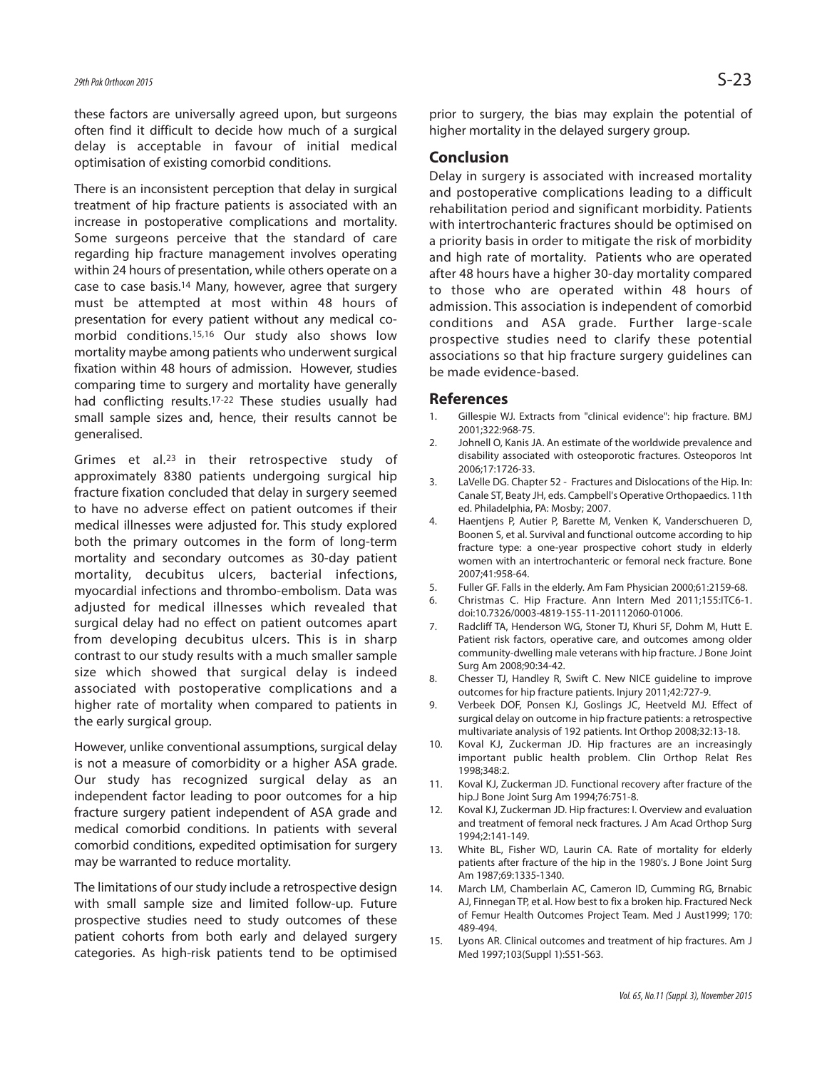these factors are universally agreed upon, but surgeons often find it difficult to decide how much of a surgical delay is acceptable in favour of initial medical optimisation of existing comorbid conditions.

There is an inconsistent perception that delay in surgical treatment of hip fracture patients is associated with an increase in postoperative complications and mortality. Some surgeons perceive that the standard of care regarding hip fracture management involves operating within 24 hours of presentation, while others operate on a case to case basis.[14] Many, however, agree that surgery must be attempted at most within 48 hours of presentation for every patient without any medical co-morbid conditions.[15,16] Our study also shows low mortality maybe among patients who underwent surgical fixation within 48 hours of admission. However, studies comparing time to surgery and mortality have generally had conflicting results.[17-22] These studies usually had small sample sizes and, hence, their results cannot be generalised.

Grimes et al.[23] in their retrospective study of approximately 8380 patients undergoing surgical hip fracture fixation concluded that delay in surgery seemed to have no adverse effect on patient outcomes if their medical illnesses were adjusted for. This study explored both the primary outcomes in the form of long-term mortality and secondary outcomes as 30-day patient mortality, decubitus ulcers, bacterial infections, myocardial infections and thrombo-embolism. Data was adjusted for medical illnesses which revealed that surgical delay had no effect on patient outcomes apart from developing decubitus ulcers. This is in sharp contrast to our study results with a much smaller sample size which showed that surgical delay is indeed associated with postoperative complications and a higher rate of mortality when compared to patients in the early surgical group.

However, unlike conventional assumptions, surgical delay is not a measure of comorbidity or a higher ASA grade. Our study has recognized surgical delay as an independent factor leading to poor outcomes for a hip fracture surgery patient independent of ASA grade and medical comorbid conditions. In patients with several comorbid conditions, expedited optimisation for surgery may be warranted to reduce mortality.

The limitations of our study include a retrospective design with small sample size and limited follow-up. Future prospective studies need to study outcomes of these patient cohorts from both early and delayed surgery categories. As high-risk patients tend to be optimised prior to surgery, the bias may explain the potential of higher mortality in the delayed surgery group.

## Conclusion

Delay in surgery is associated with increased mortality and postoperative complications leading to a difficult rehabilitation period and significant morbidity. Patients with intertrochanteric fractures should be optimised on a priority basis in order to mitigate the risk of morbidity and high rate of mortality. Patients who are operated after 48 hours have a higher 30-day mortality compared to those who are operated within 48 hours of admission. This association is independent of comorbid conditions and ASA grade. Further large-scale prospective studies need to clarify these potential associations so that hip fracture surgery guidelines can be made evidence-based.

## References

1. Gillespie WJ. Extracts from "clinical evidence": hip fracture. BMJ 2001;322:968-75.
2. Johnell O, Kanis JA. An estimate of the worldwide prevalence and disability associated with osteoporotic fractures. Osteoporos Int 2006;17:1726-33.
3. LaVelle DG. Chapter 52 - Fractures and Dislocations of the Hip. In: Canale ST, Beaty JH, eds. Campbell's Operative Orthopaedics. 11th ed. Philadelphia, PA: Mosby; 2007.
4. Haentjens P, Autier P, Barette M, Venken K, Vanderschueren D, Boonen S, et al. Survival and functional outcome according to hip fracture type: a one-year prospective cohort study in elderly women with an intertrochanteric or femoral neck fracture. Bone 2007;41:958-64.
5. Fuller GF. Falls in the elderly. Am Fam Physician 2000;61:2159-68.
6. Christmas C. Hip Fracture. Ann Intern Med 2011;155:ITC6-1. doi:10.7326/0003-4819-155-11-201112060-01006.
7. Radcliff TA, Henderson WG, Stoner TJ, Khuri SF, Dohm M, Hutt E. Patient risk factors, operative care, and outcomes among older community-dwelling male veterans with hip fracture. J Bone Joint Surg Am 2008;90:34-42.
8. Chesser TJ, Handley R, Swift C. New NICE guideline to improve outcomes for hip fracture patients. Injury 2011;42:727-9.
9. Verbeek DOF, Ponsen KJ, Goslings JC, Heetveld MJ. Effect of surgical delay on outcome in hip fracture patients: a retrospective multivariate analysis of 192 patients. Int Orthop 2008;32:13-18.
10. Koval KJ, Zuckerman JD. Hip fractures are an increasingly important public health problem. Clin Orthop Relat Res 1998;348:2.
11. Koval KJ, Zuckerman JD. Functional recovery after fracture of the hip.J Bone Joint Surg Am 1994;76:751-8.
12. Koval KJ, Zuckerman JD. Hip fractures: I. Overview and evaluation and treatment of femoral neck fractures. J Am Acad Orthop Surg 1994;2:141-149.
13. White BL, Fisher WD, Laurin CA. Rate of mortality for elderly patients after fracture of the hip in the 1980's. J Bone Joint Surg Am 1987;69:1335-1340.
14. March LM, Chamberlain AC, Cameron ID, Cumming RG, Brnabic AJ, Finnegan TP, et al. How best to fix a broken hip. Fractured Neck of Femur Health Outcomes Project Team. Med J Aust1999; 170: 489-494.
15. Lyons AR. Clinical outcomes and treatment of hip fractures. Am J Med 1997;103(Suppl 1):S51-S63.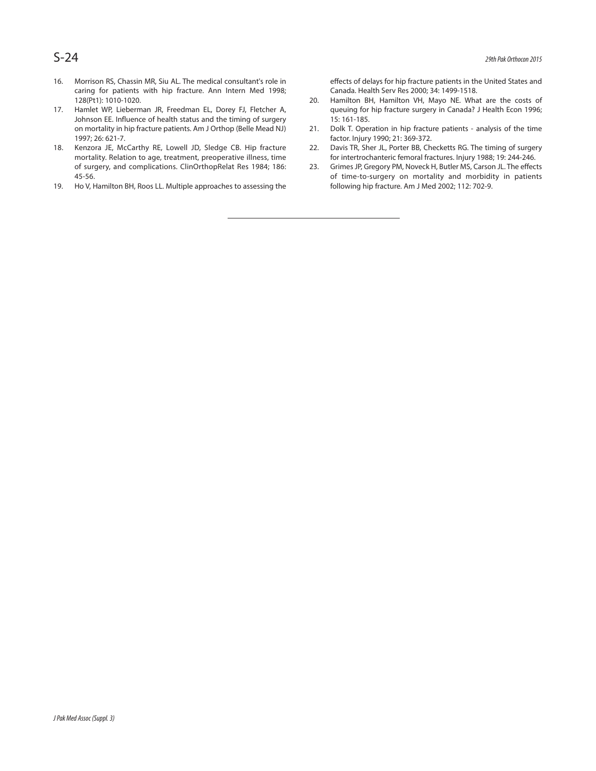16. Morrison RS, Chassin MR, Siu AL. The medical consultant's role in caring for patients with hip fracture. Ann Intern Med 1998; 128(Pt1): 1010-1020.
17. Hamlet WP, Lieberman JR, Freedman EL, Dorey FJ, Fletcher A, Johnson EE. Influence of health status and the timing of surgery on mortality in hip fracture patients. Am J Orthop (Belle Mead NJ) 1997; 26: 621-7.
18. Kenzora JE, McCarthy RE, Lowell JD, Sledge CB. Hip fracture mortality. Relation to age, treatment, preoperative illness, time of surgery, and complications. ClinOrthopRelat Res 1984; 186: 45-56.
19. Ho V, Hamilton BH, Roos LL. Multiple approaches to assessing the effects of delays for hip fracture patients in the United States and Canada. Health Serv Res 2000; 34: 1499-1518.
20. Hamilton BH, Hamilton VH, Mayo NE. What are the costs of queuing for hip fracture surgery in Canada? J Health Econ 1996; 15: 161-185.
21. Dolk T. Operation in hip fracture patients - analysis of the time factor. Injury 1990; 21: 369-372.
22. Davis TR, Sher JL, Porter BB, Checketts RG. The timing of surgery for intertrochanteric femoral fractures. Injury 1988; 19: 244-246.
23. Grimes JP, Gregory PM, Noveck H, Butler MS, Carson JL. The effects of time-to-surgery on mortality and morbidity in patients following hip fracture. Am J Med 2002; 112: 702-9.